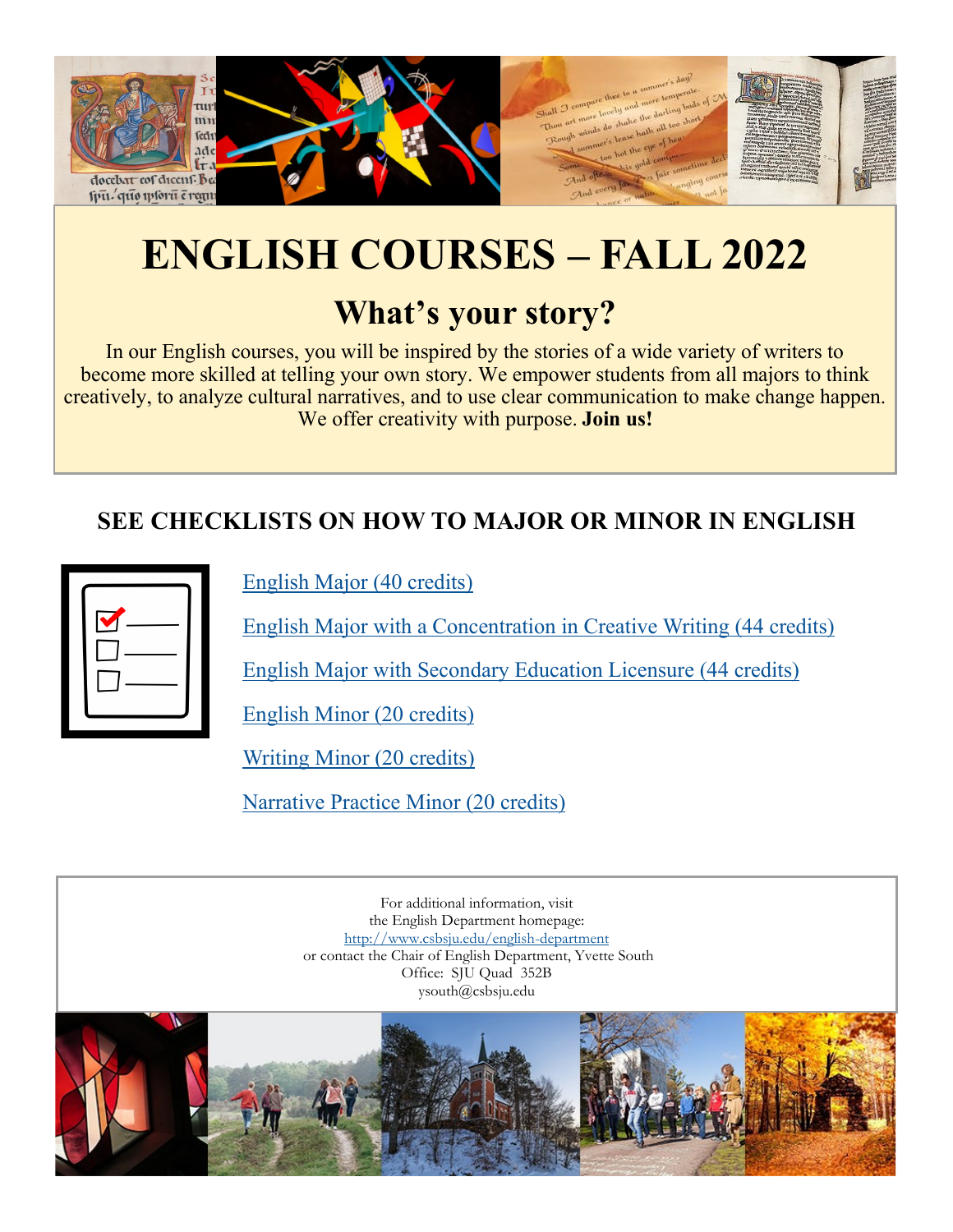# ENGLISH COURSES – FALL 2022

## What's your story?

In our English courses, you will be inspired by the stories of a wide variety of writers to become more skilled at telling your own story. We empower students from all majors to think creatively, to analyze cultural narratives, and to use clear communication to make change happen. We offer creativity with purpose. **Join us!**

### SEE CHECKLISTS ON HOW TO MAJOR OR MINOR IN ENGLISH

English Major (40 credits)

English Major with a Concentration in Creative Writing (44 credits)

English Major with Secondary Education Licensure (44 credits)

English Minor (20 credits)

Writing Minor (20 credits)

Narrative Practice Minor (20 credits)

For additional information, visit
the English Department homepage:
http://www.csbsju.edu/english-department
or contact the Chair of English Department, Yvette South
Office: SJU Quad 352B
ysouth@csbsju.edu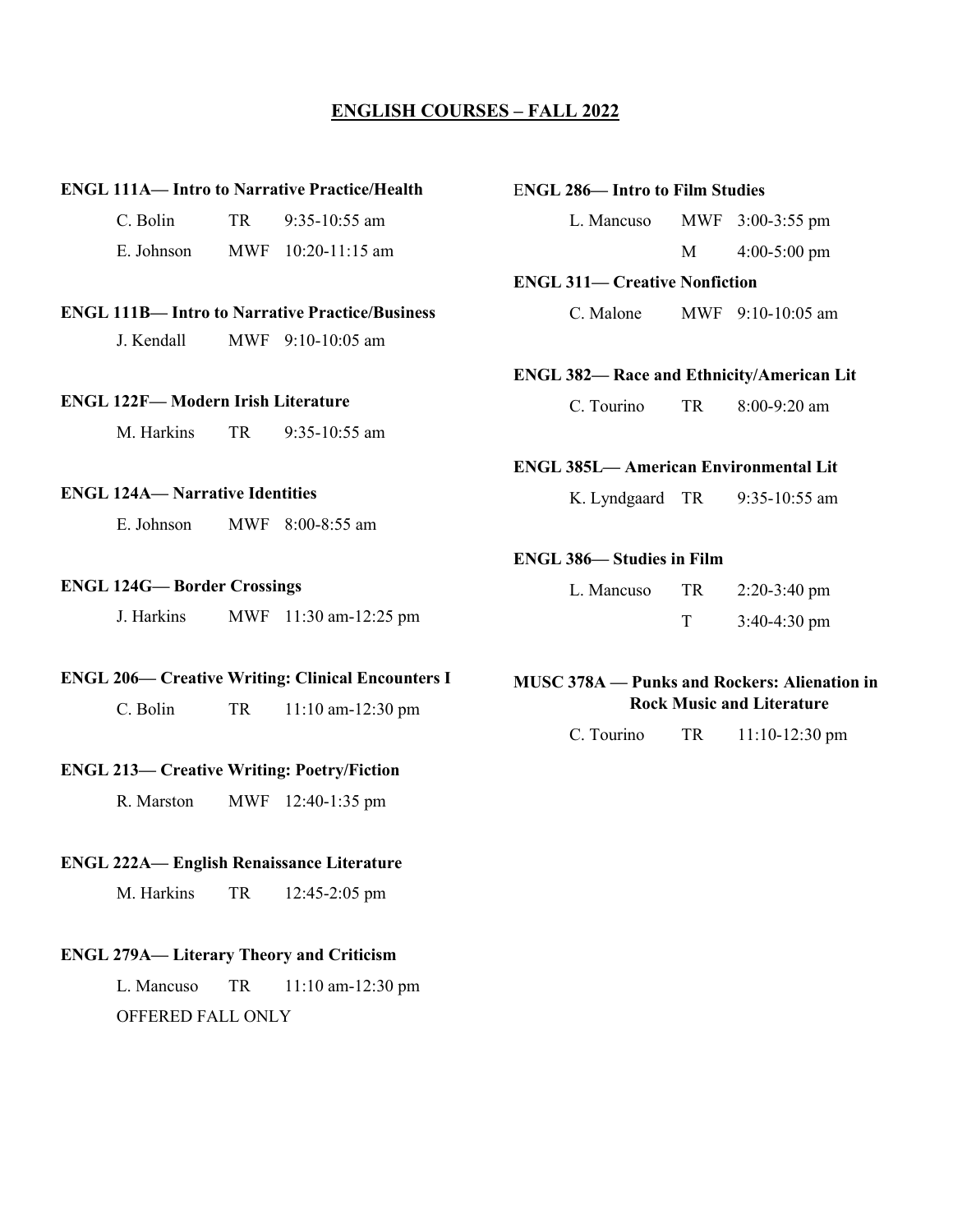# ENGLISH COURSES – FALL 2022

**ENGL 111A— Intro to Narrative Practice/Health**

C. Bolin TR 9:35-10:55 am

E. Johnson MWF 10:20-11:15 am

**ENGL 111B— Intro to Narrative Practice/Business**

J. Kendall MWF 9:10-10:05 am

**ENGL 122F— Modern Irish Literature**

M. Harkins TR 9:35-10:55 am

**ENGL 124A— Narrative Identities**

E. Johnson MWF 8:00-8:55 am

**ENGL 124G— Border Crossings**

J. Harkins MWF 11:30 am-12:25 pm

**ENGL 206— Creative Writing: Clinical Encounters I**

C. Bolin TR 11:10 am-12:30 pm

**ENGL 213— Creative Writing: Poetry/Fiction**

R. Marston MWF 12:40-1:35 pm

**ENGL 222A— English Renaissance Literature**

M. Harkins TR 12:45-2:05 pm

**ENGL 279A— Literary Theory and Criticism**

L. Mancuso TR 11:10 am-12:30 pm

OFFERED FALL ONLY

**ENGL 286— Intro to Film Studies**

L. Mancuso MWF 3:00-3:55 pm

M 4:00-5:00 pm

**ENGL 311— Creative Nonfiction**

C. Malone MWF 9:10-10:05 am

**ENGL 382— Race and Ethnicity/American Lit**

C. Tourino TR 8:00-9:20 am

**ENGL 385L— American Environmental Lit**

K. Lyndgaard TR 9:35-10:55 am

**ENGL 386— Studies in Film**

L. Mancuso TR 2:20-3:40 pm

T 3:40-4:30 pm

**MUSC 378A — Punks and Rockers: Alienation in Rock Music and Literature**

C. Tourino TR 11:10-12:30 pm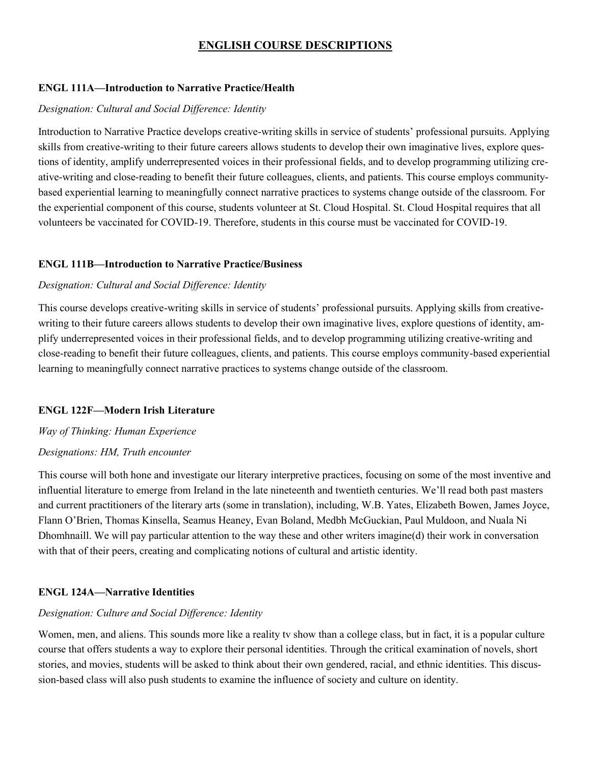## ENGLISH COURSE DESCRIPTIONS

### ENGL 111A—Introduction to Narrative Practice/Health

*Designation: Cultural and Social Difference: Identity*

Introduction to Narrative Practice develops creative-writing skills in service of students' professional pursuits. Applying skills from creative-writing to their future careers allows students to develop their own imaginative lives, explore questions of identity, amplify underrepresented voices in their professional fields, and to develop programming utilizing creative-writing and close-reading to benefit their future colleagues, clients, and patients. This course employs community-based experiential learning to meaningfully connect narrative practices to systems change outside of the classroom. For the experiential component of this course, students volunteer at St. Cloud Hospital. St. Cloud Hospital requires that all volunteers be vaccinated for COVID-19. Therefore, students in this course must be vaccinated for COVID-19.

### ENGL 111B—Introduction to Narrative Practice/Business

*Designation: Cultural and Social Difference: Identity*

This course develops creative-writing skills in service of students' professional pursuits. Applying skills from creative-writing to their future careers allows students to develop their own imaginative lives, explore questions of identity, amplify underrepresented voices in their professional fields, and to develop programming utilizing creative-writing and close-reading to benefit their future colleagues, clients, and patients. This course employs community-based experiential learning to meaningfully connect narrative practices to systems change outside of the classroom.

### ENGL 122F—Modern Irish Literature

*Way of Thinking: Human Experience*

*Designations: HM, Truth encounter*

This course will both hone and investigate our literary interpretive practices, focusing on some of the most inventive and influential literature to emerge from Ireland in the late nineteenth and twentieth centuries. We'll read both past masters and current practitioners of the literary arts (some in translation), including, W.B. Yates, Elizabeth Bowen, James Joyce, Flann O'Brien, Thomas Kinsella, Seamus Heaney, Evan Boland, Medbh McGuckian, Paul Muldoon, and Nuala Ni Dhomhnaill. We will pay particular attention to the way these and other writers imagine(d) their work in conversation with that of their peers, creating and complicating notions of cultural and artistic identity.

### ENGL 124A—Narrative Identities

*Designation: Culture and Social Difference: Identity*

Women, men, and aliens. This sounds more like a reality tv show than a college class, but in fact, it is a popular culture course that offers students a way to explore their personal identities. Through the critical examination of novels, short stories, and movies, students will be asked to think about their own gendered, racial, and ethnic identities. This discussion-based class will also push students to examine the influence of society and culture on identity.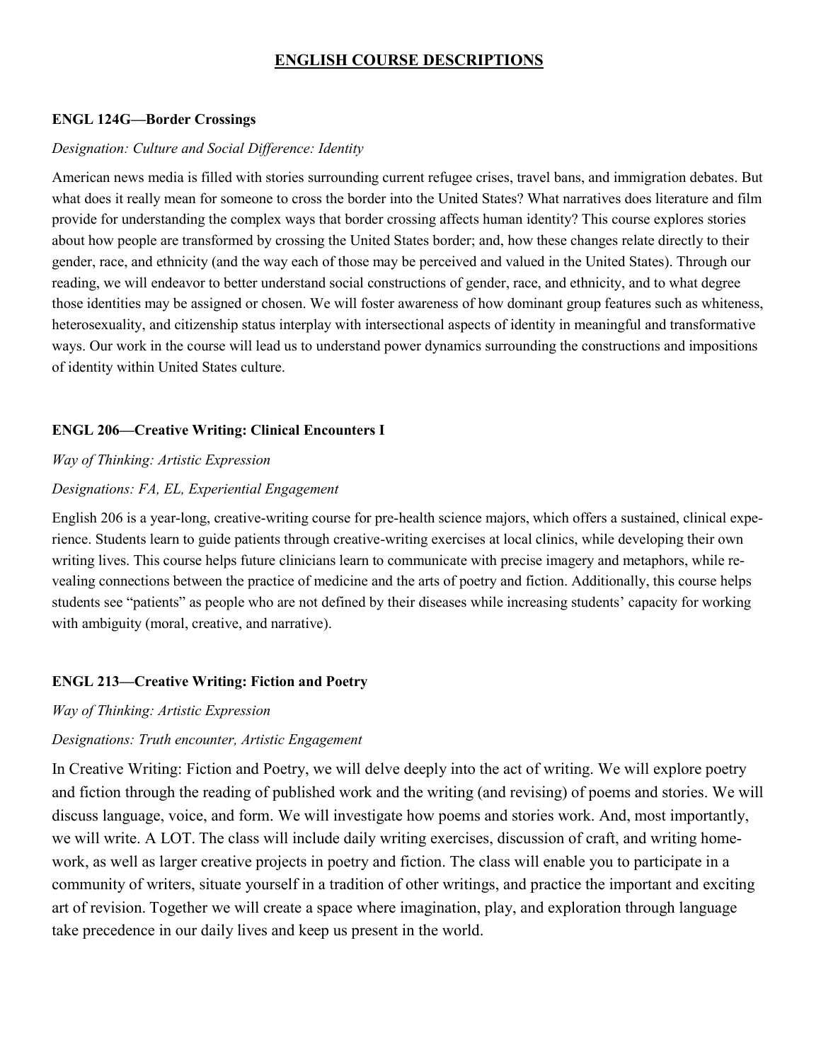# ENGLISH COURSE DESCRIPTIONS

### ENGL 124G—Border Crossings

*Designation: Culture and Social Difference: Identity*

American news media is filled with stories surrounding current refugee crises, travel bans, and immigration debates. But what does it really mean for someone to cross the border into the United States? What narratives does literature and film provide for understanding the complex ways that border crossing affects human identity? This course explores stories about how people are transformed by crossing the United States border; and, how these changes relate directly to their gender, race, and ethnicity (and the way each of those may be perceived and valued in the United States). Through our reading, we will endeavor to better understand social constructions of gender, race, and ethnicity, and to what degree those identities may be assigned or chosen. We will foster awareness of how dominant group features such as whiteness, heterosexuality, and citizenship status interplay with intersectional aspects of identity in meaningful and transformative ways. Our work in the course will lead us to understand power dynamics surrounding the constructions and impositions of identity within United States culture.

### ENGL 206—Creative Writing: Clinical Encounters I

*Way of Thinking: Artistic Expression*

*Designations: FA, EL, Experiential Engagement*

English 206 is a year-long, creative-writing course for pre-health science majors, which offers a sustained, clinical experience. Students learn to guide patients through creative-writing exercises at local clinics, while developing their own writing lives. This course helps future clinicians learn to communicate with precise imagery and metaphors, while revealing connections between the practice of medicine and the arts of poetry and fiction. Additionally, this course helps students see "patients" as people who are not defined by their diseases while increasing students' capacity for working with ambiguity (moral, creative, and narrative).

### ENGL 213—Creative Writing: Fiction and Poetry

*Way of Thinking: Artistic Expression*

*Designations: Truth encounter, Artistic Engagement*

In Creative Writing: Fiction and Poetry, we will delve deeply into the act of writing. We will explore poetry and fiction through the reading of published work and the writing (and revising) of poems and stories. We will discuss language, voice, and form. We will investigate how poems and stories work. And, most importantly, we will write. A LOT. The class will include daily writing exercises, discussion of craft, and writing homework, as well as larger creative projects in poetry and fiction. The class will enable you to participate in a community of writers, situate yourself in a tradition of other writings, and practice the important and exciting art of revision. Together we will create a space where imagination, play, and exploration through language take precedence in our daily lives and keep us present in the world.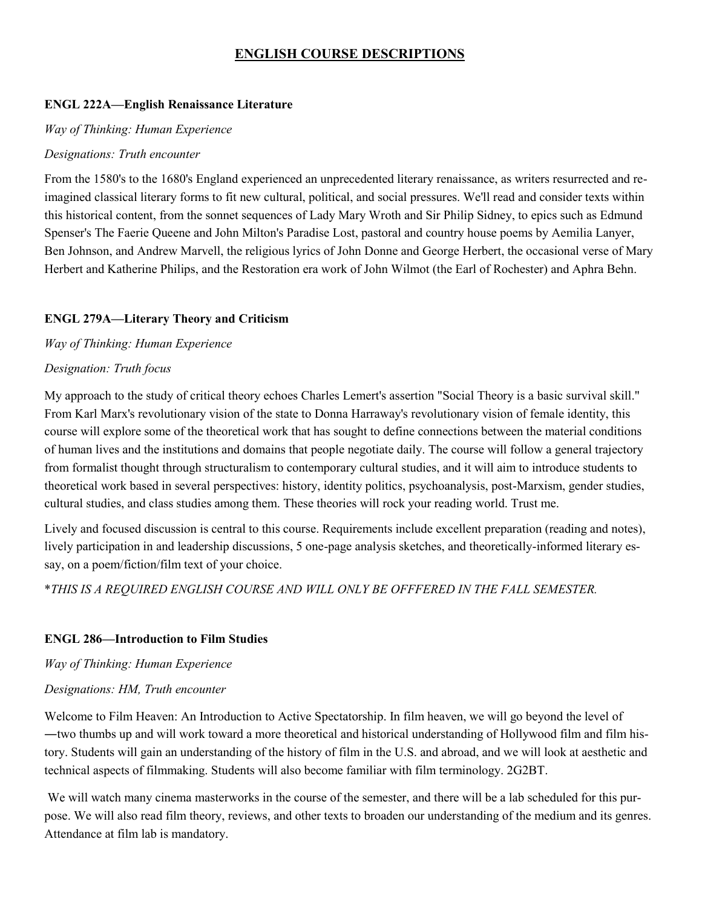# ENGLISH COURSE DESCRIPTIONS

**ENGL 222A—English Renaissance Literature**

*Way of Thinking: Human Experience*

*Designations: Truth encounter*

From the 1580's to the 1680's England experienced an unprecedented literary renaissance, as writers resurrected and re-imagined classical literary forms to fit new cultural, political, and social pressures. We'll read and consider texts within this historical content, from the sonnet sequences of Lady Mary Wroth and Sir Philip Sidney, to epics such as Edmund Spenser's The Faerie Queene and John Milton's Paradise Lost, pastoral and country house poems by Aemilia Lanyer, Ben Johnson, and Andrew Marvell, the religious lyrics of John Donne and George Herbert, the occasional verse of Mary Herbert and Katherine Philips, and the Restoration era work of John Wilmot (the Earl of Rochester) and Aphra Behn.

**ENGL 279A—Literary Theory and Criticism**

*Way of Thinking: Human Experience*

*Designation: Truth focus*

My approach to the study of critical theory echoes Charles Lemert's assertion "Social Theory is a basic survival skill." From Karl Marx's revolutionary vision of the state to Donna Harraway's revolutionary vision of female identity, this course will explore some of the theoretical work that has sought to define connections between the material conditions of human lives and the institutions and domains that people negotiate daily. The course will follow a general trajectory from formalist thought through structuralism to contemporary cultural studies, and it will aim to introduce students to theoretical work based in several perspectives: history, identity politics, psychoanalysis, post-Marxism, gender studies, cultural studies, and class studies among them. These theories will rock your reading world. Trust me.

Lively and focused discussion is central to this course. Requirements include excellent preparation (reading and notes), lively participation in and leadership discussions, 5 one-page analysis sketches, and theoretically-informed literary essay, on a poem/fiction/film text of your choice.

*\*THIS IS A REQUIRED ENGLISH COURSE AND WILL ONLY BE OFFFERED IN THE FALL SEMESTER.*

**ENGL 286—Introduction to Film Studies**

*Way of Thinking: Human Experience*

*Designations: HM, Truth encounter*

Welcome to Film Heaven: An Introduction to Active Spectatorship. In film heaven, we will go beyond the level of ―two thumbs up and will work toward a more theoretical and historical understanding of Hollywood film and film history. Students will gain an understanding of the history of film in the U.S. and abroad, and we will look at aesthetic and technical aspects of filmmaking. Students will also become familiar with film terminology. 2G2BT.

We will watch many cinema masterworks in the course of the semester, and there will be a lab scheduled for this purpose. We will also read film theory, reviews, and other texts to broaden our understanding of the medium and its genres. Attendance at film lab is mandatory.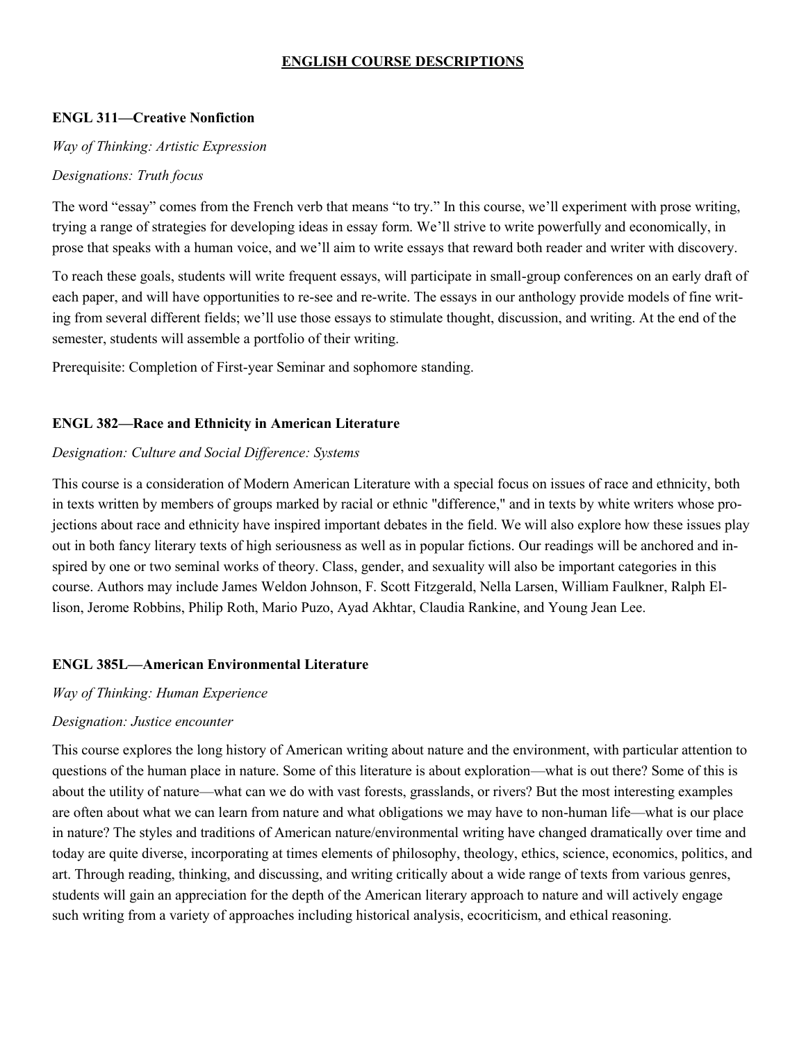# ENGLISH COURSE DESCRIPTIONS

### ENGL 311—Creative Nonfiction

*Way of Thinking: Artistic Expression*

*Designations: Truth focus*

The word "essay" comes from the French verb that means "to try." In this course, we'll experiment with prose writing, trying a range of strategies for developing ideas in essay form. We'll strive to write powerfully and economically, in prose that speaks with a human voice, and we'll aim to write essays that reward both reader and writer with discovery.

To reach these goals, students will write frequent essays, will participate in small-group conferences on an early draft of each paper, and will have opportunities to re-see and re-write. The essays in our anthology provide models of fine writing from several different fields; we'll use those essays to stimulate thought, discussion, and writing. At the end of the semester, students will assemble a portfolio of their writing.

Prerequisite: Completion of First-year Seminar and sophomore standing.

### ENGL 382—Race and Ethnicity in American Literature

*Designation: Culture and Social Difference: Systems*

This course is a consideration of Modern American Literature with a special focus on issues of race and ethnicity, both in texts written by members of groups marked by racial or ethnic "difference," and in texts by white writers whose projections about race and ethnicity have inspired important debates in the field. We will also explore how these issues play out in both fancy literary texts of high seriousness as well as in popular fictions. Our readings will be anchored and inspired by one or two seminal works of theory. Class, gender, and sexuality will also be important categories in this course. Authors may include James Weldon Johnson, F. Scott Fitzgerald, Nella Larsen, William Faulkner, Ralph Ellison, Jerome Robbins, Philip Roth, Mario Puzo, Ayad Akhtar, Claudia Rankine, and Young Jean Lee.

### ENGL 385L—American Environmental Literature

*Way of Thinking: Human Experience*

*Designation: Justice encounter*

This course explores the long history of American writing about nature and the environment, with particular attention to questions of the human place in nature. Some of this literature is about exploration—what is out there? Some of this is about the utility of nature—what can we do with vast forests, grasslands, or rivers? But the most interesting examples are often about what we can learn from nature and what obligations we may have to non-human life—what is our place in nature? The styles and traditions of American nature/environmental writing have changed dramatically over time and today are quite diverse, incorporating at times elements of philosophy, theology, ethics, science, economics, politics, and art. Through reading, thinking, and discussing, and writing critically about a wide range of texts from various genres, students will gain an appreciation for the depth of the American literary approach to nature and will actively engage such writing from a variety of approaches including historical analysis, ecocriticism, and ethical reasoning.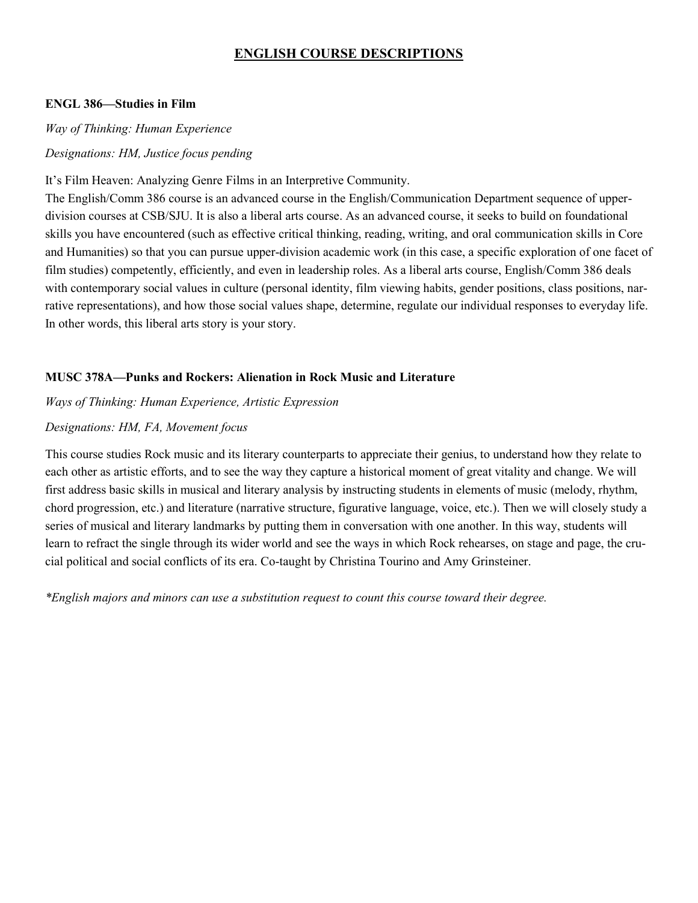# ENGLISH COURSE DESCRIPTIONS

**ENGL 386—Studies in Film**

*Way of Thinking: Human Experience*

*Designations: HM, Justice focus pending*

It's Film Heaven: Analyzing Genre Films in an Interpretive Community.
The English/Comm 386 course is an advanced course in the English/Communication Department sequence of upper-division courses at CSB/SJU. It is also a liberal arts course. As an advanced course, it seeks to build on foundational skills you have encountered (such as effective critical thinking, reading, writing, and oral communication skills in Core and Humanities) so that you can pursue upper-division academic work (in this case, a specific exploration of one facet of film studies) competently, efficiently, and even in leadership roles. As a liberal arts course, English/Comm 386 deals with contemporary social values in culture (personal identity, film viewing habits, gender positions, class positions, narrative representations), and how those social values shape, determine, regulate our individual responses to everyday life. In other words, this liberal arts story is your story.

**MUSC 378A—Punks and Rockers: Alienation in Rock Music and Literature**

*Ways of Thinking: Human Experience, Artistic Expression*

*Designations: HM, FA, Movement focus*

This course studies Rock music and its literary counterparts to appreciate their genius, to understand how they relate to each other as artistic efforts, and to see the way they capture a historical moment of great vitality and change. We will first address basic skills in musical and literary analysis by instructing students in elements of music (melody, rhythm, chord progression, etc.) and literature (narrative structure, figurative language, voice, etc.). Then we will closely study a series of musical and literary landmarks by putting them in conversation with one another. In this way, students will learn to refract the single through its wider world and see the ways in which Rock rehearses, on stage and page, the crucial political and social conflicts of its era. Co-taught by Christina Tourino and Amy Grinsteiner.

*\*English majors and minors can use a substitution request to count this course toward their degree.*